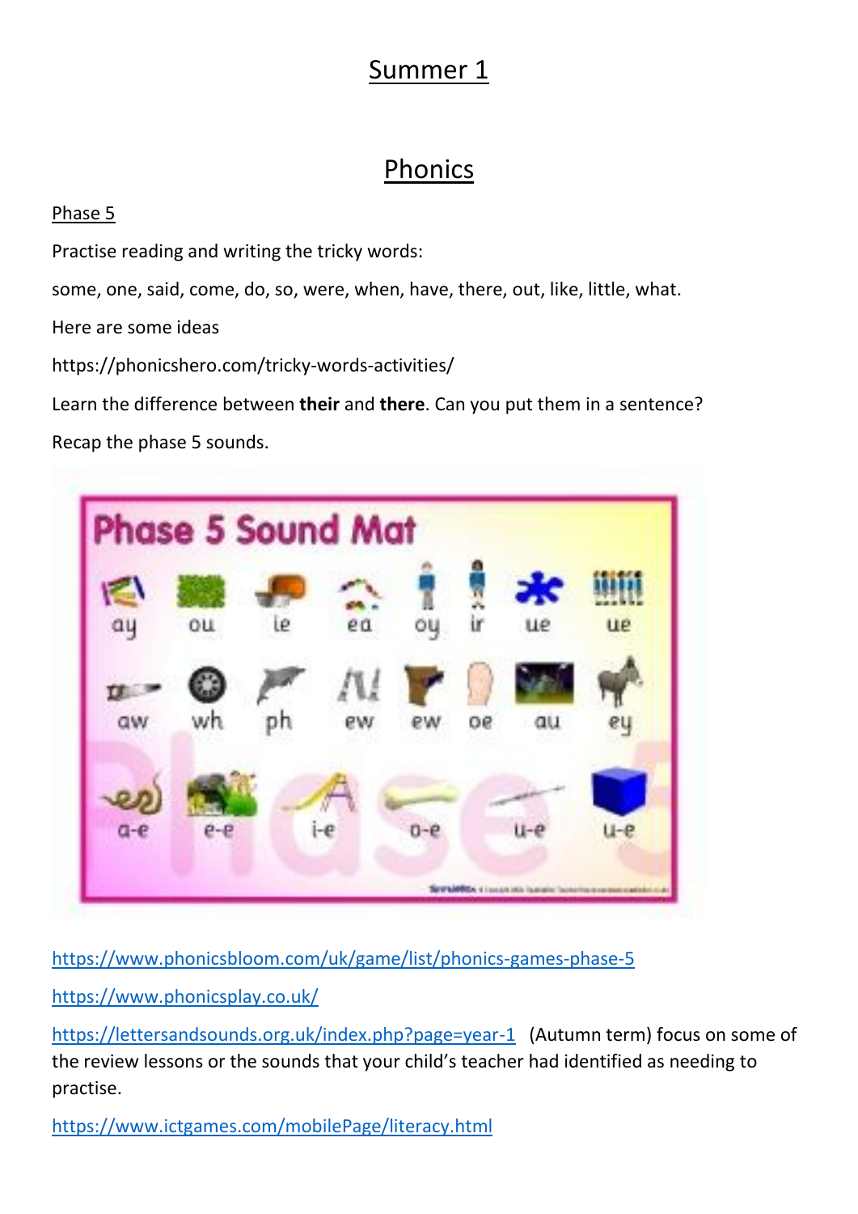# Summer 1

## Phonics

Phase 5

Practise reading and writing the tricky words:

some, one, said, come, do, so, were, when, have, there, out, like, little, what.

Here are some ideas

https://phonicshero.com/tricky-words-activities/

Learn the difference between **their** and **there**. Can you put them in a sentence?

Recap the phase 5 sounds.

Phase 5 Sound Mat

ay ou ie ea oy ir ue ue

aw wh ph ew ew oe au ey

a-e e-e i-e o-e u-e u-e

https://www.phonicsbloom.com/uk/game/list/phonics-games-phase-5

https://www.phonicsplay.co.uk/

https://lettersandsounds.org.uk/index.php?page=year-1 (Autumn term) focus on some of the review lessons or the sounds that your child's teacher had identified as needing to practise.

https://www.ictgames.com/mobilePage/literacy.html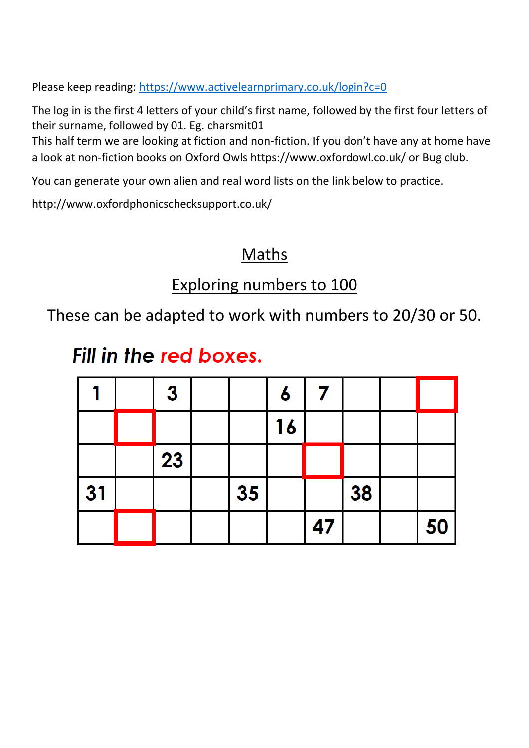Please keep reading: [https://www.activelearnprimary.co.uk/login?c=0](https://www.activelearnprimary.co.uk/login?c=0)

The log in is the first 4 letters of your child's first name, followed by the first four letters of their surname, followed by 01. Eg. charsmit01
This half term we are looking at fiction and non-fiction. If you don't have any at home have a look at non-fiction books on Oxford Owls https://www.oxfordowl.co.uk/ or Bug club.

You can generate your own alien and real word lists on the link below to practice.

http://www.oxfordphonicschecksupport.co.uk/

## Maths

## Exploring numbers to 100

These can be adapted to work with numbers to 20/30 or 50.

***Fill in the red boxes.***

| | | | | | | | | | |
|---|---|---|---|---|---|---|---|---|---|
| 1 | | 3 | | | 6 | 7 | | | [ ] |
| | [ ] | | | | 16 | | | | |
| | | 23 | | | | [ ] | | | |
| 31 | | | | 35 | | | 38 | | |
| | [ ] | | | | | 47 | | | 50 |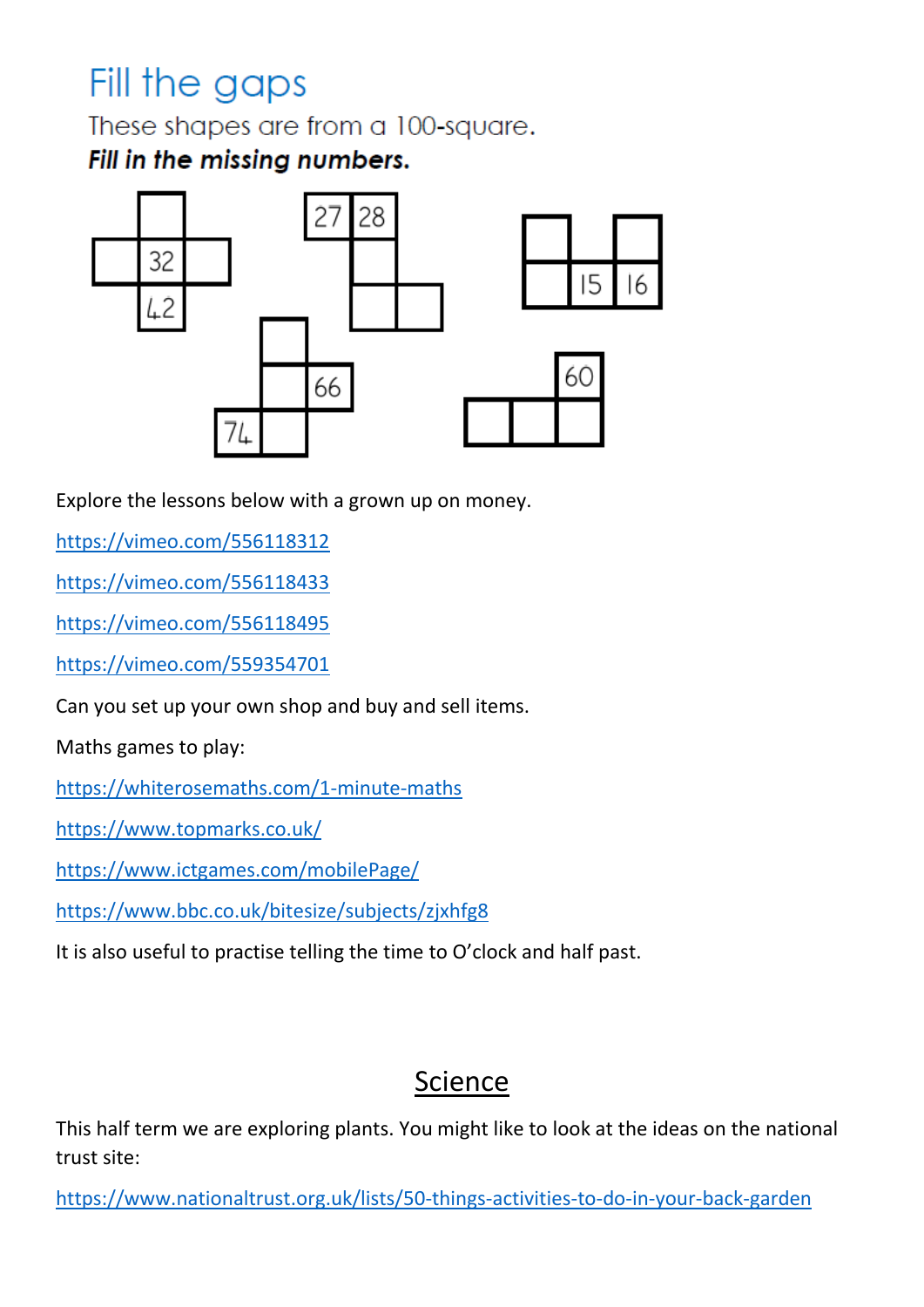## Fill the gaps

These shapes are from a 100-square.

***Fill in the missing numbers.***

| | 32 | |
|---|---|---|
| | 42 | |

| 27 | 28 | |
|---|---|---|

| | | 15 | 16 |
|---|---|---|---|

| | 66 |
|---|---|
| 74 | |

| | | | 60 |
|---|---|---|---|

Explore the lessons below with a grown up on money.

https://vimeo.com/556118312

https://vimeo.com/556118433

https://vimeo.com/556118495

https://vimeo.com/559354701

Can you set up your own shop and buy and sell items.

Maths games to play:

https://whiterosemaths.com/1-minute-maths

https://www.topmarks.co.uk/

https://www.ictgames.com/mobilePage/

https://www.bbc.co.uk/bitesize/subjects/zjxhfg8

It is also useful to practise telling the time to O'clock and half past.

## Science

This half term we are exploring plants. You might like to look at the ideas on the national trust site:

https://www.nationaltrust.org.uk/lists/50-things-activities-to-do-in-your-back-garden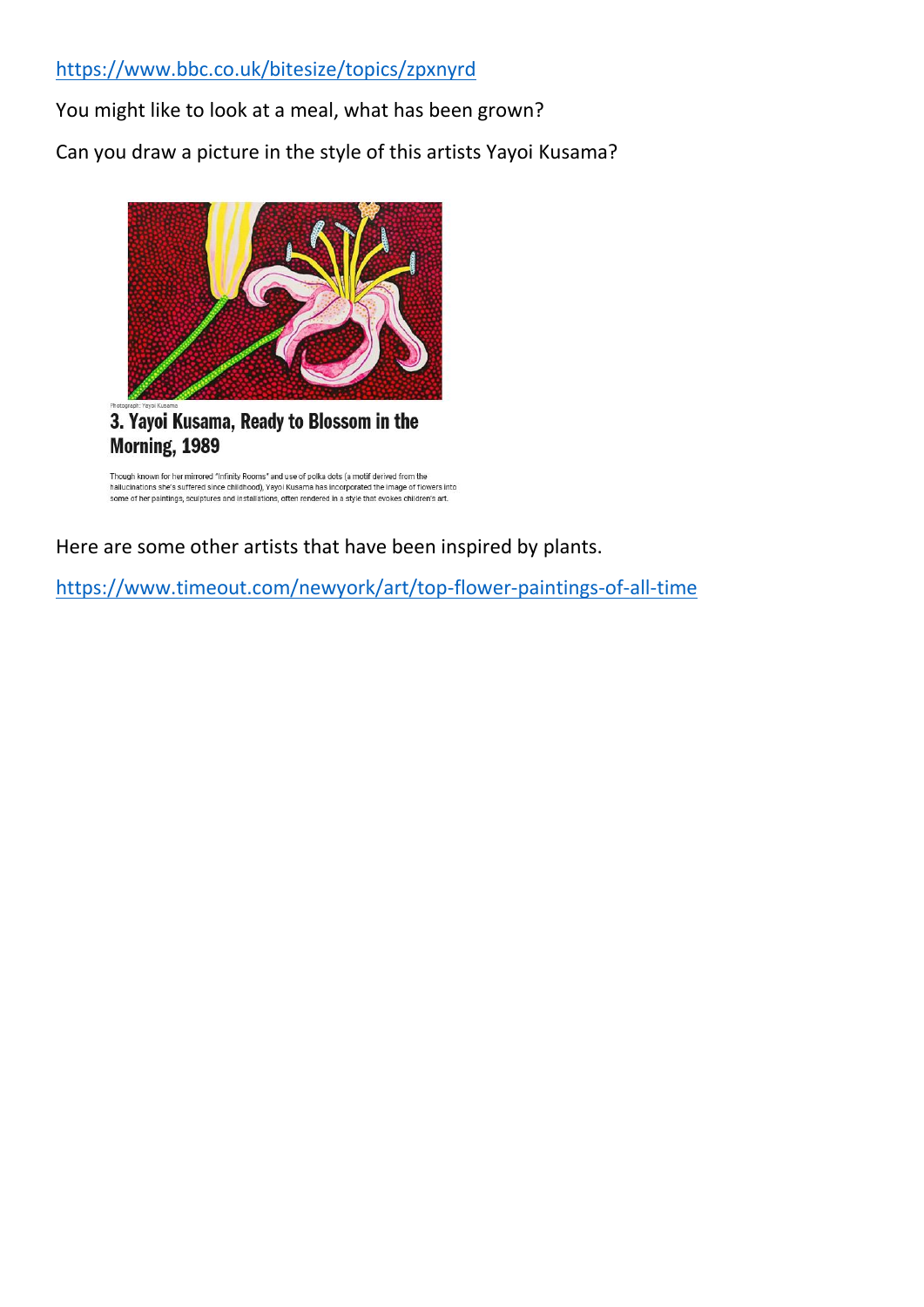https://www.bbc.co.uk/bitesize/topics/zpxnyrd

You might like to look at a meal, what has been grown?

Can you draw a picture in the style of this artists Yayoi Kusama?

Photograph: Yayoi Kusama

**3. Yayoi Kusama, Ready to Blossom in the Morning, 1989**

Though known for her mirrored "Infinity Rooms" and use of polka dots (a motif derived from the hallucinations she's suffered since childhood), Yayoi Kusama has incorporated the image of flowers into some of her paintings, sculptures and installations, often rendered in a style that evokes children's art.

Here are some other artists that have been inspired by plants.

https://www.timeout.com/newyork/art/top-flower-paintings-of-all-time